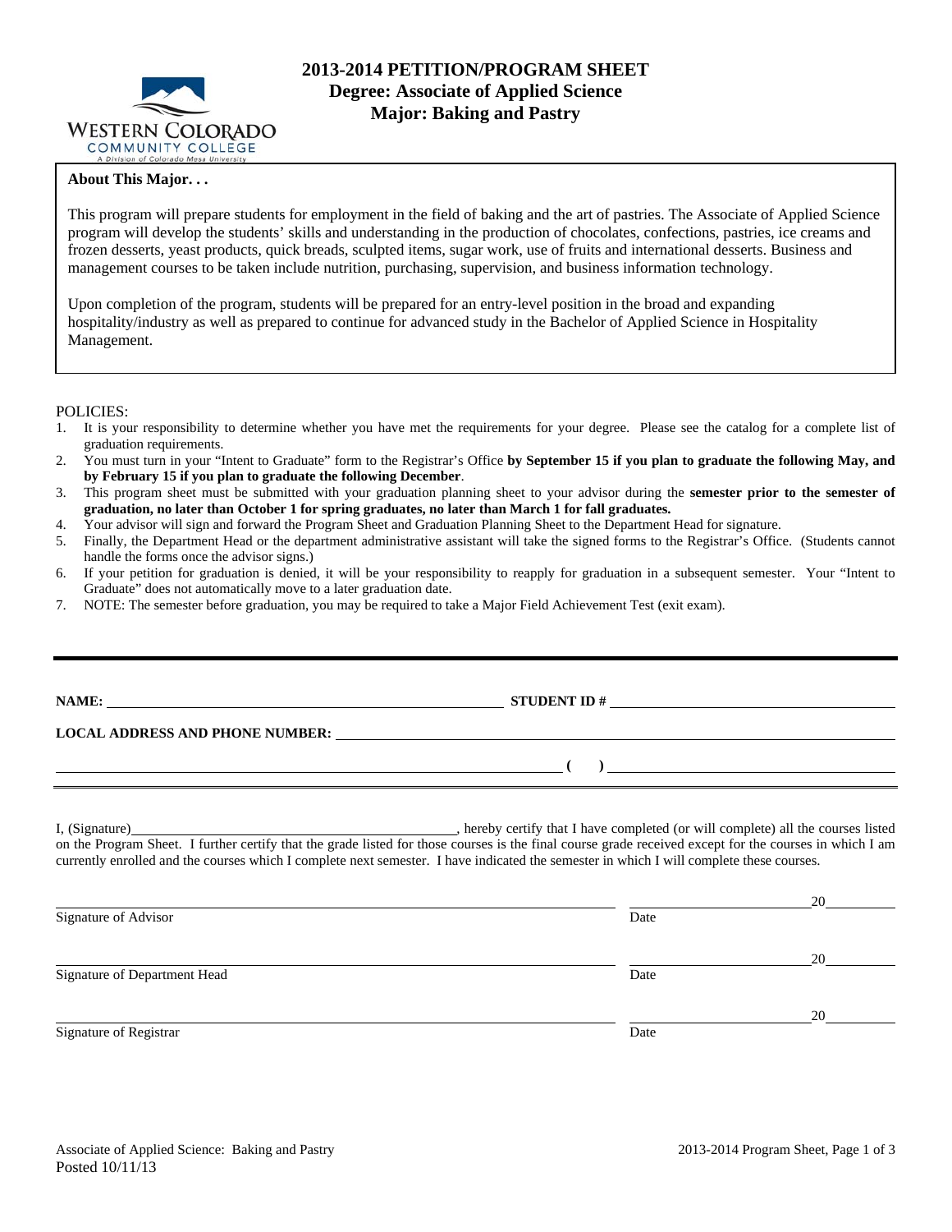Western Colorado Community College
A Division of Colorado Mesa University

# 2013-2014 PETITION/PROGRAM SHEET
## Degree: Associate of Applied Science
## Major: Baking and Pastry

**About This Major. . .**

This program will prepare students for employment in the field of baking and the art of pastries. The Associate of Applied Science program will develop the students' skills and understanding in the production of chocolates, confections, pastries, ice creams and frozen desserts, yeast products, quick breads, sculpted items, sugar work, use of fruits and international desserts. Business and management courses to be taken include nutrition, purchasing, supervision, and business information technology.

Upon completion of the program, students will be prepared for an entry-level position in the broad and expanding hospitality/industry as well as prepared to continue for advanced study in the Bachelor of Applied Science in Hospitality Management.

POLICIES:

1. It is your responsibility to determine whether you have met the requirements for your degree. Please see the catalog for a complete list of graduation requirements.
2. You must turn in your "Intent to Graduate" form to the Registrar's Office **by September 15 if you plan to graduate the following May, and by February 15 if you plan to graduate the following December**.
3. This program sheet must be submitted with your graduation planning sheet to your advisor during the **semester prior to the semester of graduation, no later than October 1 for spring graduates, no later than March 1 for fall graduates.**
4. Your advisor will sign and forward the Program Sheet and Graduation Planning Sheet to the Department Head for signature.
5. Finally, the Department Head or the department administrative assistant will take the signed forms to the Registrar's Office. (Students cannot handle the forms once the advisor signs.)
6. If your petition for graduation is denied, it will be your responsibility to reapply for graduation in a subsequent semester. Your "Intent to Graduate" does not automatically move to a later graduation date.
7. NOTE: The semester before graduation, you may be required to take a Major Field Achievement Test (exit exam).

---

**NAME:** ______________________________ **STUDENT ID #** ______________________________

**LOCAL ADDRESS AND PHONE NUMBER:** ______________________________

______________________________ **( )** ______________________________

I, (Signature)______________________________, hereby certify that I have completed (or will complete) all the courses listed on the Program Sheet. I further certify that the grade listed for those courses is the final course grade received except for the courses in which I am currently enrolled and the courses which I complete next semester. I have indicated the semester in which I will complete these courses.

______________________________ ______________ 20______
Signature of Advisor Date

______________________________ ______________ 20______
Signature of Department Head Date

______________________________ ______________ 20______
Signature of Registrar Date

Associate of Applied Science: Baking and Pastry
Posted 10/11/13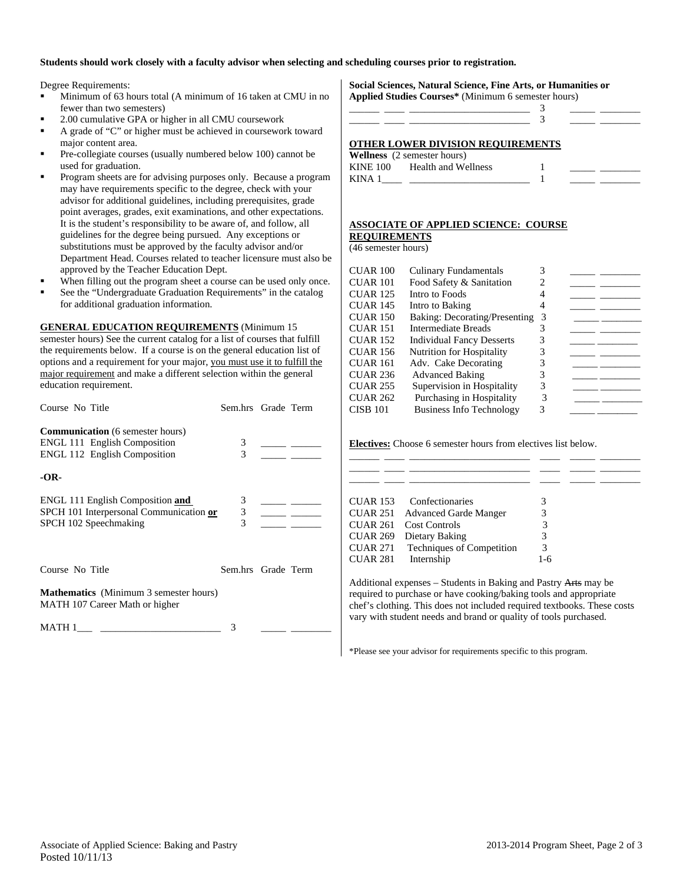**Students should work closely with a faculty advisor when selecting and scheduling courses prior to registration.**

Degree Requirements:

- Minimum of 63 hours total (A minimum of 16 taken at CMU in no fewer than two semesters)
- 2.00 cumulative GPA or higher in all CMU coursework
- A grade of "C" or higher must be achieved in coursework toward major content area.
- Pre-collegiate courses (usually numbered below 100) cannot be used for graduation.
- Program sheets are for advising purposes only. Because a program may have requirements specific to the degree, check with your advisor for additional guidelines, including prerequisites, grade point averages, grades, exit examinations, and other expectations. It is the student's responsibility to be aware of, and follow, all guidelines for the degree being pursued. Any exceptions or substitutions must be approved by the faculty advisor and/or Department Head. Courses related to teacher licensure must also be approved by the Teacher Education Dept.
- When filling out the program sheet a course can be used only once.
- See the "Undergraduate Graduation Requirements" in the catalog for additional graduation information.

**GENERAL EDUCATION REQUIREMENTS** (Minimum 15 semester hours) See the current catalog for a list of courses that fulfill the requirements below. If a course is on the general education list of options and a requirement for your major, you must use it to fulfill the major requirement and make a different selection within the general education requirement.

| Course No Title | Sem.hrs | Grade | Term |
|---|---|---|---|
| **Communication** (6 semester hours) | | | |
| ENGL 111 English Composition | 3 | _____ | ______ |
| ENGL 112 English Composition | 3 | _____ | ______ |
| **-OR-** | | | |
| ENGL 111 English Composition **and** | 3 | _____ | ______ |
| SPCH 101 Interpersonal Communication **or** | 3 | _____ | ______ |
| SPCH 102 Speechmaking | 3 | _____ | ______ |

| Course No Title | Sem.hrs | Grade | Term |
|---|---|---|---|
| **Mathematics** (Minimum 3 semester hours) MATH 107 Career Math or higher | | | |
| MATH 1___ ________________________ | 3 | _____ | ________ |

**Social Sciences, Natural Science, Fine Arts, or Humanities or Applied Studies Courses*** (Minimum 6 semester hours)

| | | | | |
|---|---|---|---|---|
| ______ ____ ________________________ | 3 | _____ | ________ |
| ______ ____ ________________________ | 3 | _____ | ________ |

**OTHER LOWER DIVISION REQUIREMENTS**

**Wellness** (2 semester hours)

| | | | | |
|---|---|---|---|---|
| KINE 100 | Health and Wellness | 1 | _____ | ________ |
| KINA 1____ | ________________________ | 1 | _____ | ________ |

**ASSOCIATE OF APPLIED SCIENCE: COURSE REQUIREMENTS**
(46 semester hours)

| | | | | |
|---|---|---|---|---|
| CUAR 100 | Culinary Fundamentals | 3 | _____ | ________ |
| CUAR 101 | Food Safety & Sanitation | 2 | _____ | ________ |
| CUAR 125 | Intro to Foods | 4 | _____ | ________ |
| CUAR 145 | Intro to Baking | 4 | _____ | ________ |
| CUAR 150 | Baking: Decorating/Presenting | 3 | _____ | ________ |
| CUAR 151 | Intermediate Breads | 3 | _____ | ________ |
| CUAR 152 | Individual Fancy Desserts | 3 | _____ | ________ |
| CUAR 156 | Nutrition for Hospitality | 3 | _____ | ________ |
| CUAR 161 | Adv. Cake Decorating | 3 | _____ | ________ |
| CUAR 236 | Advanced Baking | 3 | _____ | ________ |
| CUAR 255 | Supervision in Hospitality | 3 | _____ | ________ |
| CUAR 262 | Purchasing in Hospitality | 3 | _____ | ________ |
| CISB 101 | Business Info Technology | 3 | _____ | ________ |

**Electives:** Choose 6 semester hours from electives list below.

______ ____ ________________________ ____ _____ ________
______ ____ ________________________ ____ _____ ________
______ ____ ________________________ ____ _____ ________

| | | |
|---|---|---|
| CUAR 153 | Confectionaries | 3 |
| CUAR 251 | Advanced Garde Manger | 3 |
| CUAR 261 | Cost Controls | 3 |
| CUAR 269 | Dietary Baking | 3 |
| CUAR 271 | Techniques of Competition | 3 |
| CUAR 281 | Internship | 1-6 |

Additional expenses – Students in Baking and Pastry ~~Arts~~ may be required to purchase or have cooking/baking tools and appropriate chef's clothing. This does not included required textbooks. These costs vary with student needs and brand or quality of tools purchased.

*Please see your advisor for requirements specific to this program.

Associate of Applied Science: Baking and Pastry
Posted 10/11/13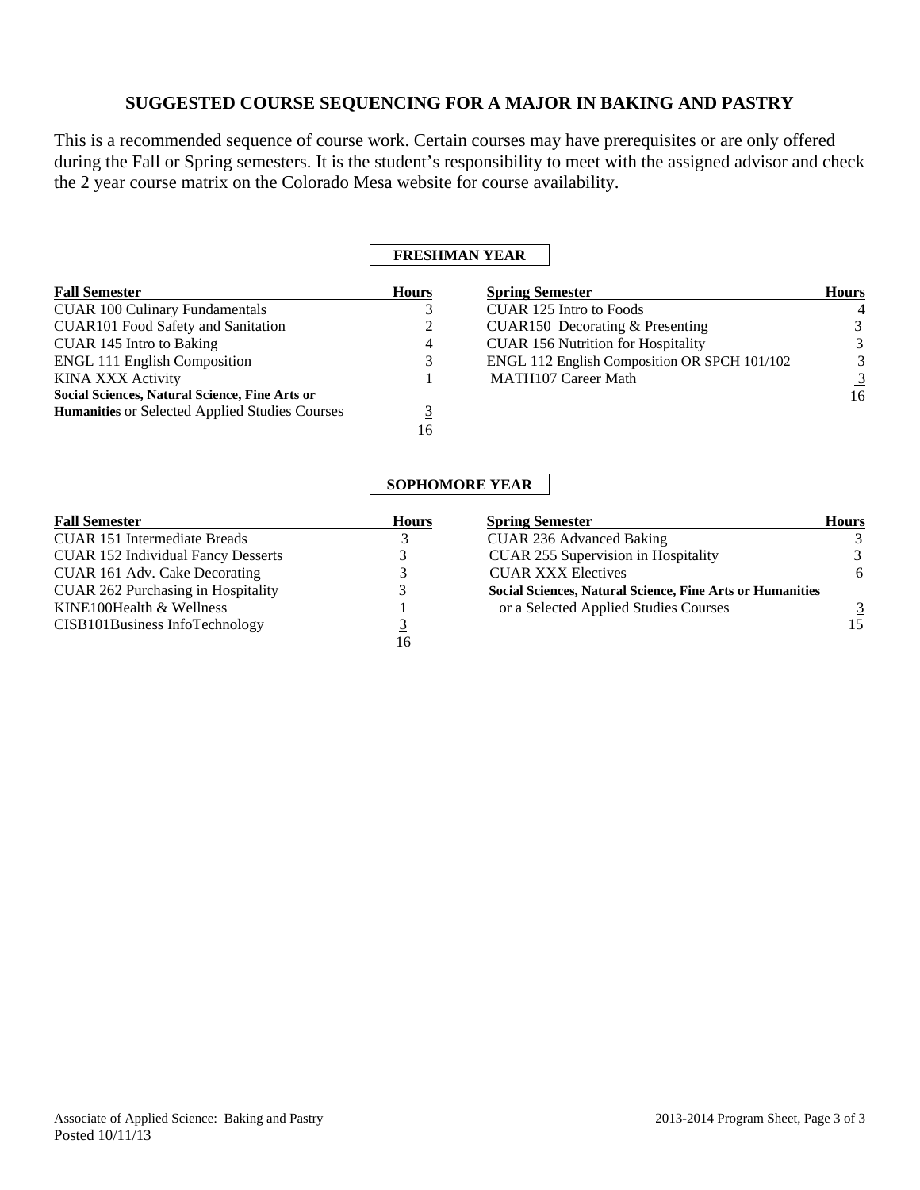## SUGGESTED COURSE SEQUENCING FOR A MAJOR IN BAKING AND PASTRY

This is a recommended sequence of course work. Certain courses may have prerequisites or are only offered during the Fall or Spring semesters. It is the student's responsibility to meet with the assigned advisor and check the 2 year course matrix on the Colorado Mesa website for course availability.

### FRESHMAN YEAR

| Fall Semester | Hours | Spring Semester | Hours |
|---|---|---|---|
| CUAR 100 Culinary Fundamentals | 3 | CUAR 125 Intro to Foods | 4 |
| CUAR101 Food Safety and Sanitation | 2 | CUAR150 Decorating & Presenting | 3 |
| CUAR 145 Intro to Baking | 4 | CUAR 156 Nutrition for Hospitality | 3 |
| ENGL 111 English Composition | 3 | ENGL 112 English Composition OR SPCH 101/102 | 3 |
| KINA XXX Activity | 1 | MATH107 Career Math | 3 |
| **Social Sciences, Natural Science, Fine Arts or Humanities** or Selected Applied Studies Courses | 3 | | 16 |
| | 16 | | |

### SOPHOMORE YEAR

| Fall Semester | Hours | Spring Semester | Hours |
|---|---|---|---|
| CUAR 151 Intermediate Breads | 3 | CUAR 236 Advanced Baking | 3 |
| CUAR 152 Individual Fancy Desserts | 3 | CUAR 255 Supervision in Hospitality | 3 |
| CUAR 161 Adv. Cake Decorating | 3 | CUAR XXX Electives | 6 |
| CUAR 262 Purchasing in Hospitality | 3 | **Social Sciences, Natural Science, Fine Arts or Humanities** or a Selected Applied Studies Courses | 3 |
| KINE100Health & Wellness | 1 | | 15 |
| CISB101Business InfoTechnology | 3 | | |
| | 16 | | |